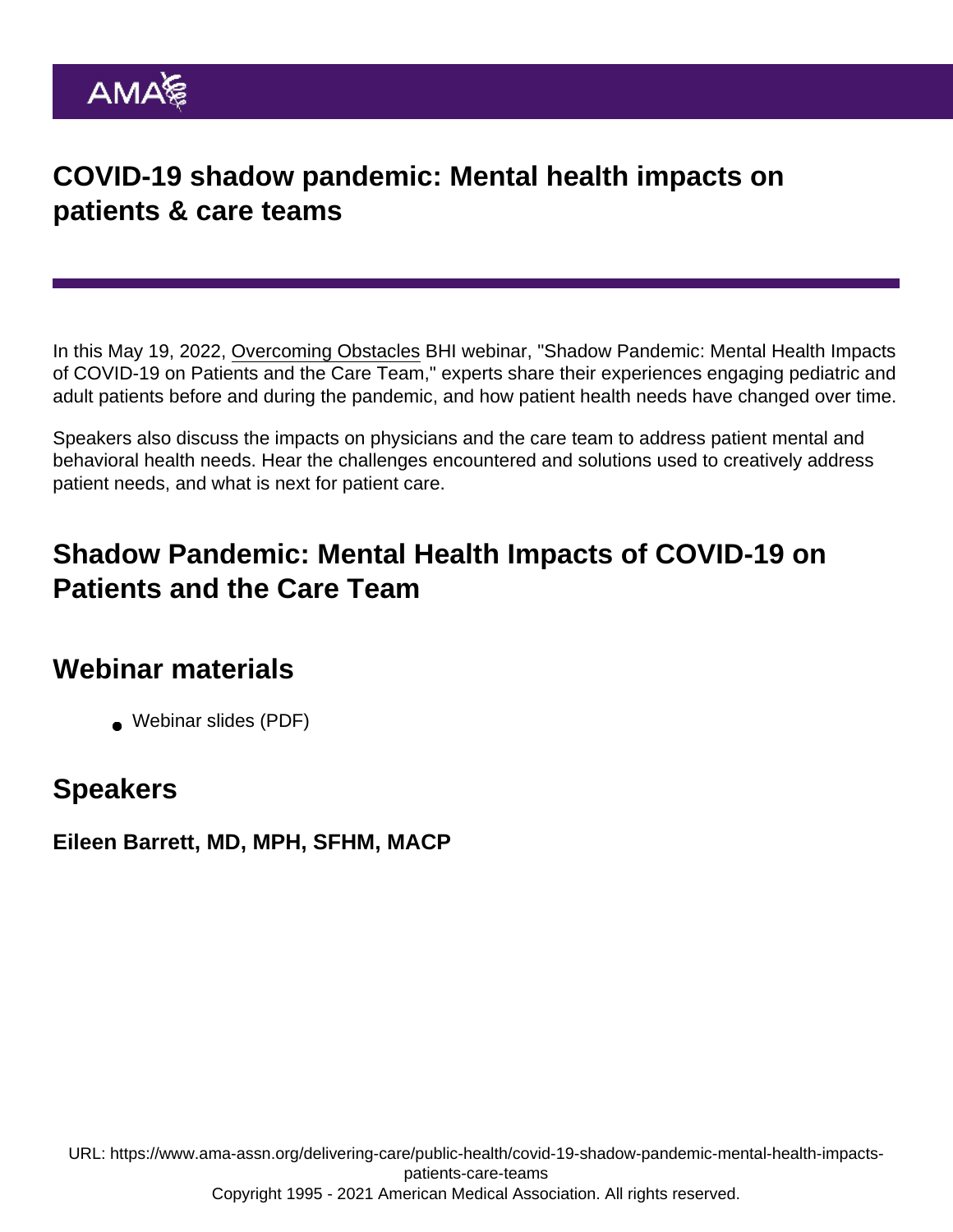# COVID-19 shadow pandemic: Mental health impacts on patients & care teams

In this May 19, 2022, Overcoming Obstacles BHI webinar, "Shadow Pandemic: Mental Health Impacts of COVID-19 on Patients and the Care Team," experts share their experiences engaging pediatric and adult patients before and during the pandemic, and how patient health needs have changed over time.

Speakers also discuss the impacts on physicians and the care team to address patient mental and behavioral health needs. Hear the challenges encountered and solutions used to creatively address patient needs, and what is next for patient care.

## Shadow Pandemic: Mental Health Impacts of COVID-19 on Patients and the Care Team

## Webinar materials

- Webinar slides (PDF)

## Speakers

**Eileen Barrett, MD, MPH, SFHM, MACP**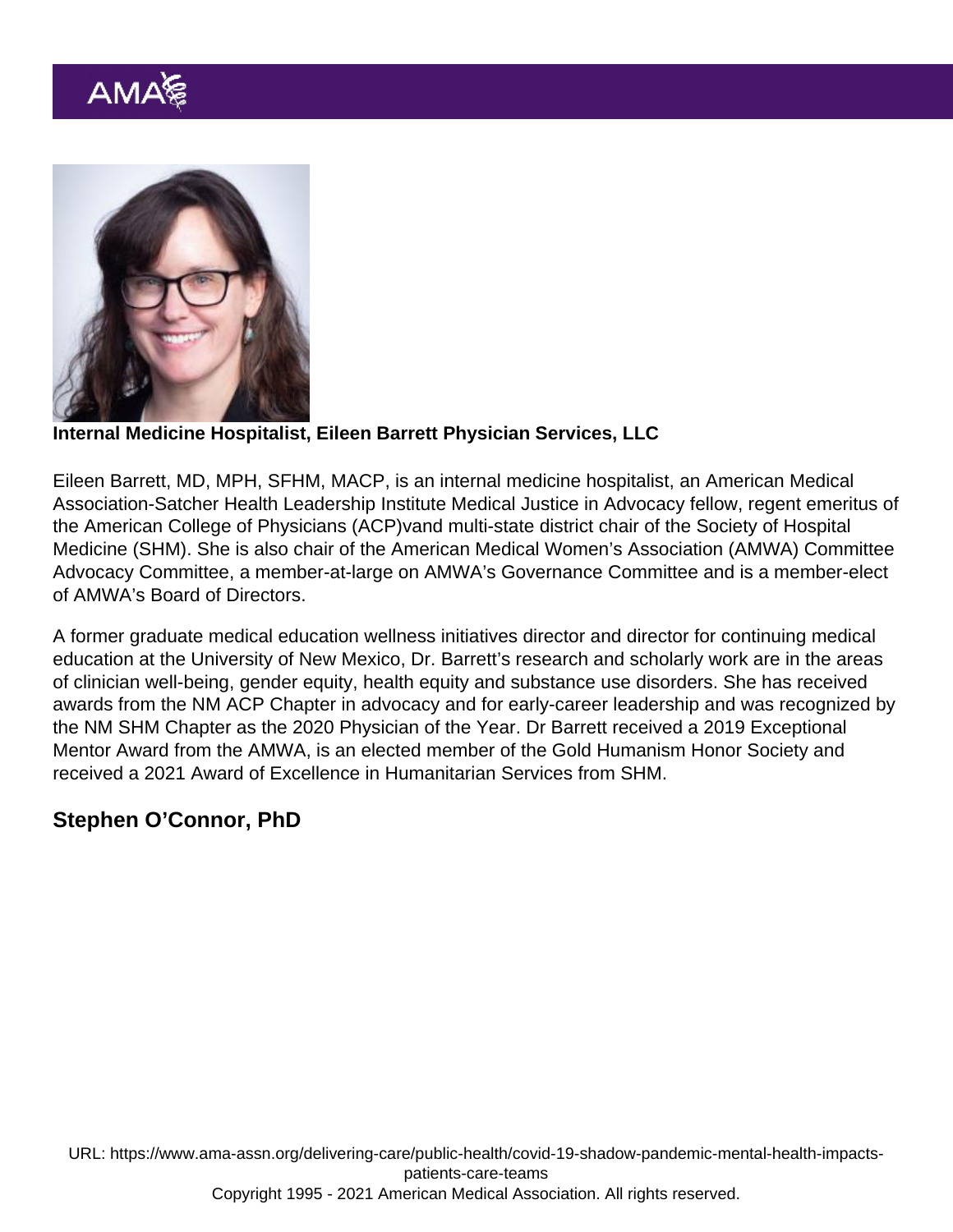**Internal Medicine Hospitalist, Eileen Barrett Physician Services, LLC**

Eileen Barrett, MD, MPH, SFHM, MACP, is an internal medicine hospitalist, an American Medical Association-Satcher Health Leadership Institute Medical Justice in Advocacy fellow, regent emeritus of the American College of Physicians (ACP)vand multi-state district chair of the Society of Hospital Medicine (SHM). She is also chair of the American Medical Women's Association (AMWA) Committee Advocacy Committee, a member-at-large on AMWA's Governance Committee and is a member-elect of AMWA's Board of Directors.

A former graduate medical education wellness initiatives director and director for continuing medical education at the University of New Mexico, Dr. Barrett's research and scholarly work are in the areas of clinician well-being, gender equity, health equity and substance use disorders. She has received awards from the NM ACP Chapter in advocacy and for early-career leadership and was recognized by the NM SHM Chapter as the 2020 Physician of the Year. Dr Barrett received a 2019 Exceptional Mentor Award from the AMWA, is an elected member of the Gold Humanism Honor Society and received a 2021 Award of Excellence in Humanitarian Services from SHM.

## Stephen O'Connor, PhD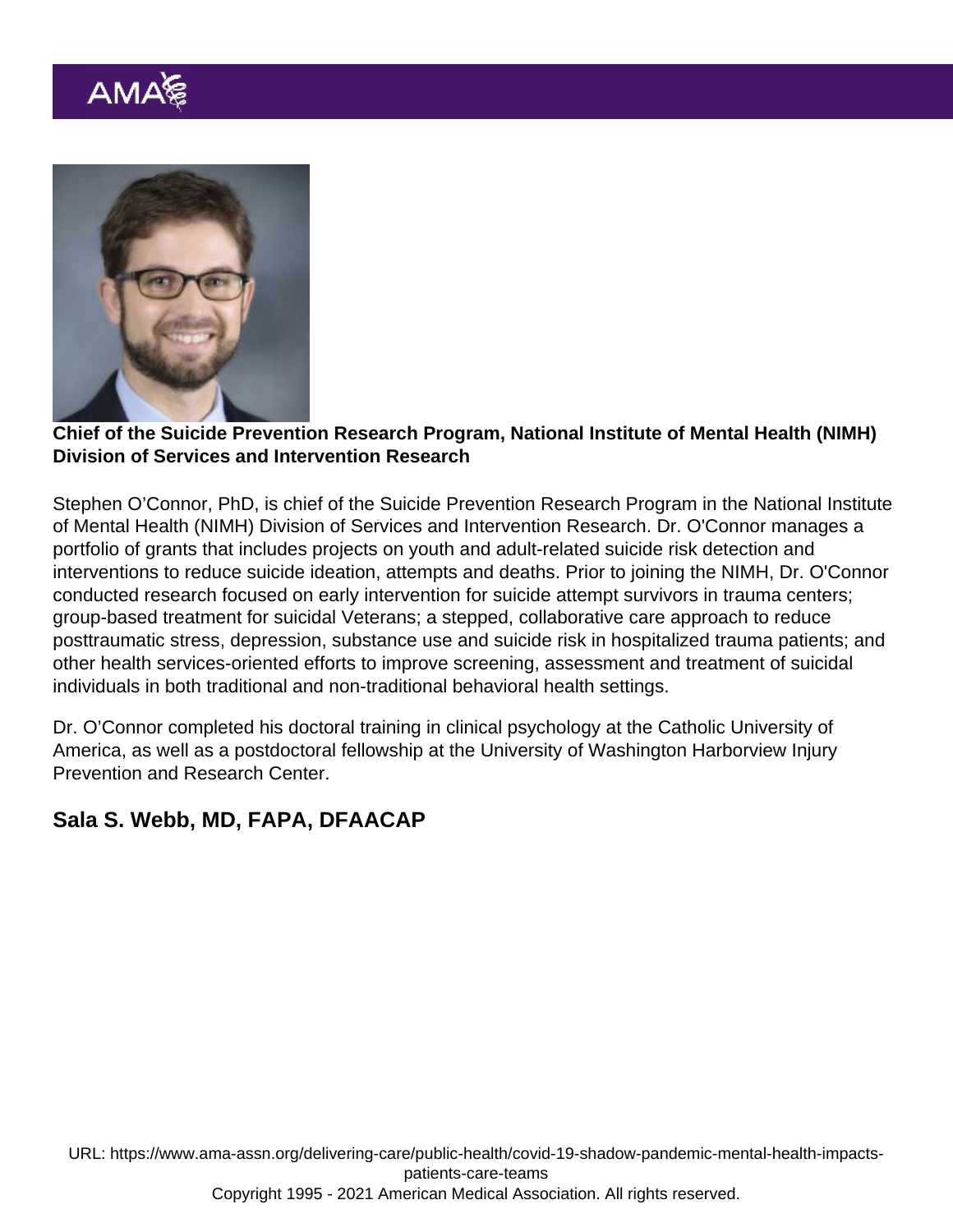**Chief of the Suicide Prevention Research Program, National Institute of Mental Health (NIMH) Division of Services and Intervention Research**

Stephen O'Connor, PhD, is chief of the Suicide Prevention Research Program in the National Institute of Mental Health (NIMH) Division of Services and Intervention Research. Dr. O'Connor manages a portfolio of grants that includes projects on youth and adult-related suicide risk detection and interventions to reduce suicide ideation, attempts and deaths. Prior to joining the NIMH, Dr. O'Connor conducted research focused on early intervention for suicide attempt survivors in trauma centers; group-based treatment for suicidal Veterans; a stepped, collaborative care approach to reduce posttraumatic stress, depression, substance use and suicide risk in hospitalized trauma patients; and other health services-oriented efforts to improve screening, assessment and treatment of suicidal individuals in both traditional and non-traditional behavioral health settings.

Dr. O'Connor completed his doctoral training in clinical psychology at the Catholic University of America, as well as a postdoctoral fellowship at the University of Washington Harborview Injury Prevention and Research Center.

## Sala S. Webb, MD, FAPA, DFAACAP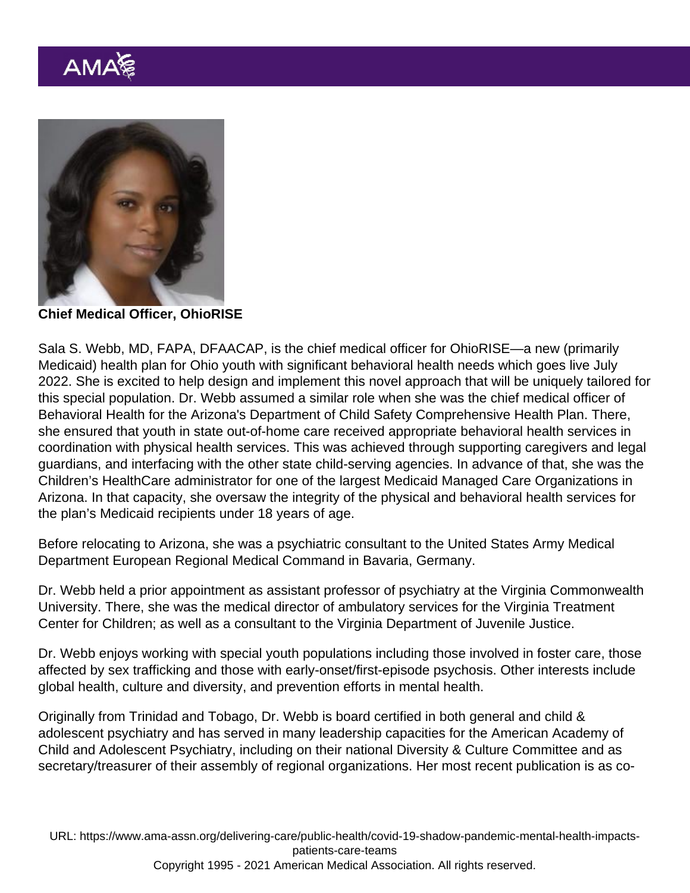**Chief Medical Officer, OhioRISE**

Sala S. Webb, MD, FAPA, DFAACAP, is the chief medical officer for OhioRISE—a new (primarily Medicaid) health plan for Ohio youth with significant behavioral health needs which goes live July 2022. She is excited to help design and implement this novel approach that will be uniquely tailored for this special population. Dr. Webb assumed a similar role when she was the chief medical officer of Behavioral Health for the Arizona's Department of Child Safety Comprehensive Health Plan. There, she ensured that youth in state out-of-home care received appropriate behavioral health services in coordination with physical health services. This was achieved through supporting caregivers and legal guardians, and interfacing with the other state child-serving agencies. In advance of that, she was the Children's HealthCare administrator for one of the largest Medicaid Managed Care Organizations in Arizona. In that capacity, she oversaw the integrity of the physical and behavioral health services for the plan's Medicaid recipients under 18 years of age.

Before relocating to Arizona, she was a psychiatric consultant to the United States Army Medical Department European Regional Medical Command in Bavaria, Germany.

Dr. Webb held a prior appointment as assistant professor of psychiatry at the Virginia Commonwealth University. There, she was the medical director of ambulatory services for the Virginia Treatment Center for Children; as well as a consultant to the Virginia Department of Juvenile Justice.

Dr. Webb enjoys working with special youth populations including those involved in foster care, those affected by sex trafficking and those with early-onset/first-episode psychosis. Other interests include global health, culture and diversity, and prevention efforts in mental health.

Originally from Trinidad and Tobago, Dr. Webb is board certified in both general and child & adolescent psychiatry and has served in many leadership capacities for the American Academy of Child and Adolescent Psychiatry, including on their national Diversity & Culture Committee and as secretary/treasurer of their assembly of regional organizations. Her most recent publication is as co-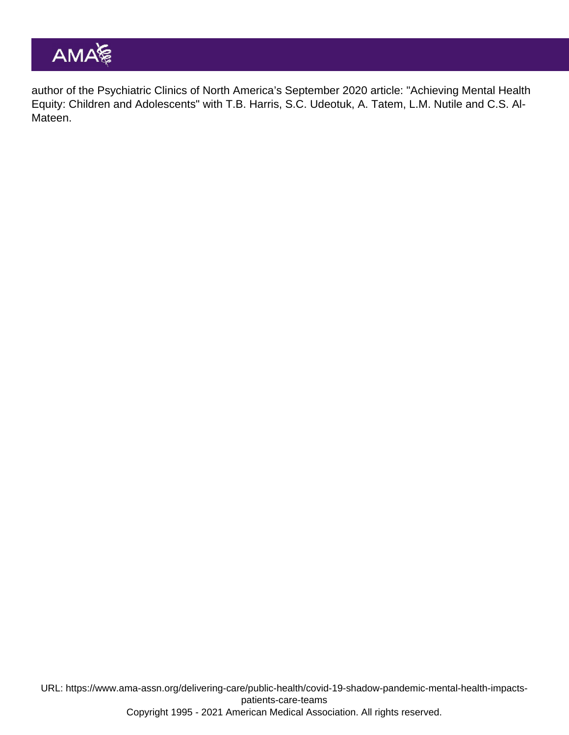author of the Psychiatric Clinics of North America's September 2020 article: "Achieving Mental Health Equity: Children and Adolescents" with T.B. Harris, S.C. Udeotuk, A. Tatem, L.M. Nutile and C.S. Al-Mateen.